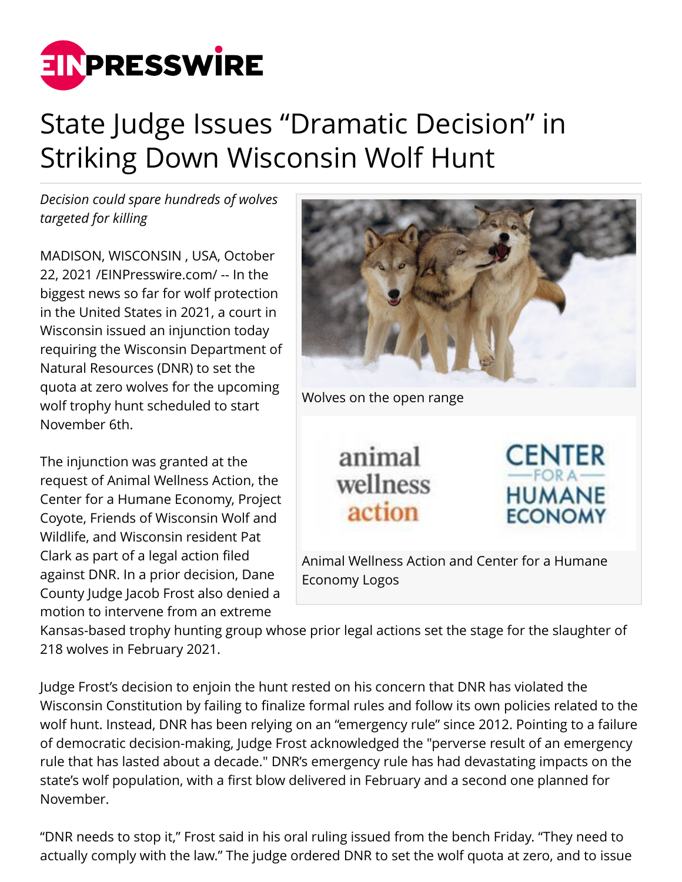# State Judge Issues "Dramatic Decision" in Striking Down Wisconsin Wolf Hunt

*Decision could spare hundreds of wolves targeted for killing*

MADISON, WISCONSIN , USA, October 22, 2021 /EINPresswire.com/ -- In the biggest news so far for wolf protection in the United States in 2021, a court in Wisconsin issued an injunction today requiring the Wisconsin Department of Natural Resources (DNR) to set the quota at zero wolves for the upcoming wolf trophy hunt scheduled to start November 6th.

Wolves on the open range

Animal Wellness Action and Center for a Humane Economy Logos

The injunction was granted at the request of Animal Wellness Action, the Center for a Humane Economy, Project Coyote, Friends of Wisconsin Wolf and Wildlife, and Wisconsin resident Pat Clark as part of a legal action filed against DNR. In a prior decision, Dane County Judge Jacob Frost also denied a motion to intervene from an extreme Kansas-based trophy hunting group whose prior legal actions set the stage for the slaughter of 218 wolves in February 2021.

Judge Frost's decision to enjoin the hunt rested on his concern that DNR has violated the Wisconsin Constitution by failing to finalize formal rules and follow its own policies related to the wolf hunt. Instead, DNR has been relying on an "emergency rule" since 2012. Pointing to a failure of democratic decision-making, Judge Frost acknowledged the "perverse result of an emergency rule that has lasted about a decade." DNR's emergency rule has had devastating impacts on the state's wolf population, with a first blow delivered in February and a second one planned for November.

"DNR needs to stop it," Frost said in his oral ruling issued from the bench Friday. "They need to actually comply with the law." The judge ordered DNR to set the wolf quota at zero, and to issue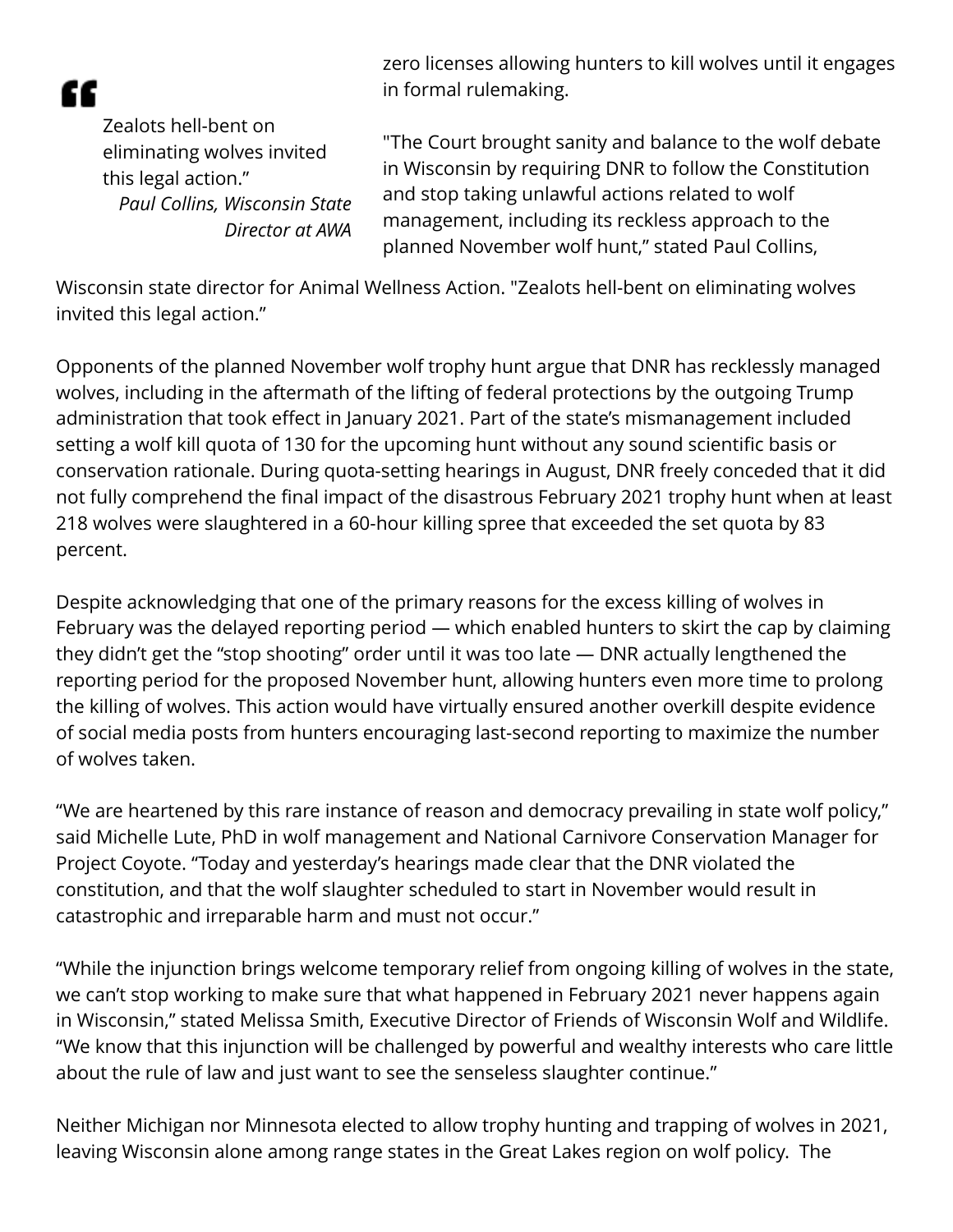> "Zealots hell-bent on eliminating wolves invited this legal action."
> *Paul Collins, Wisconsin State Director at AWA*

zero licenses allowing hunters to kill wolves until it engages in formal rulemaking.

"The Court brought sanity and balance to the wolf debate in Wisconsin by requiring DNR to follow the Constitution and stop taking unlawful actions related to wolf management, including its reckless approach to the planned November wolf hunt," stated Paul Collins, Wisconsin state director for Animal Wellness Action. "Zealots hell-bent on eliminating wolves invited this legal action."

Opponents of the planned November wolf trophy hunt argue that DNR has recklessly managed wolves, including in the aftermath of the lifting of federal protections by the outgoing Trump administration that took effect in January 2021. Part of the state's mismanagement included setting a wolf kill quota of 130 for the upcoming hunt without any sound scientific basis or conservation rationale. During quota-setting hearings in August, DNR freely conceded that it did not fully comprehend the final impact of the disastrous February 2021 trophy hunt when at least 218 wolves were slaughtered in a 60-hour killing spree that exceeded the set quota by 83 percent.

Despite acknowledging that one of the primary reasons for the excess killing of wolves in February was the delayed reporting period — which enabled hunters to skirt the cap by claiming they didn't get the "stop shooting" order until it was too late — DNR actually lengthened the reporting period for the proposed November hunt, allowing hunters even more time to prolong the killing of wolves. This action would have virtually ensured another overkill despite evidence of social media posts from hunters encouraging last-second reporting to maximize the number of wolves taken.

"We are heartened by this rare instance of reason and democracy prevailing in state wolf policy," said Michelle Lute, PhD in wolf management and National Carnivore Conservation Manager for Project Coyote. "Today and yesterday's hearings made clear that the DNR violated the constitution, and that the wolf slaughter scheduled to start in November would result in catastrophic and irreparable harm and must not occur."

"While the injunction brings welcome temporary relief from ongoing killing of wolves in the state, we can't stop working to make sure that what happened in February 2021 never happens again in Wisconsin," stated Melissa Smith, Executive Director of Friends of Wisconsin Wolf and Wildlife. "We know that this injunction will be challenged by powerful and wealthy interests who care little about the rule of law and just want to see the senseless slaughter continue."

Neither Michigan nor Minnesota elected to allow trophy hunting and trapping of wolves in 2021, leaving Wisconsin alone among range states in the Great Lakes region on wolf policy. The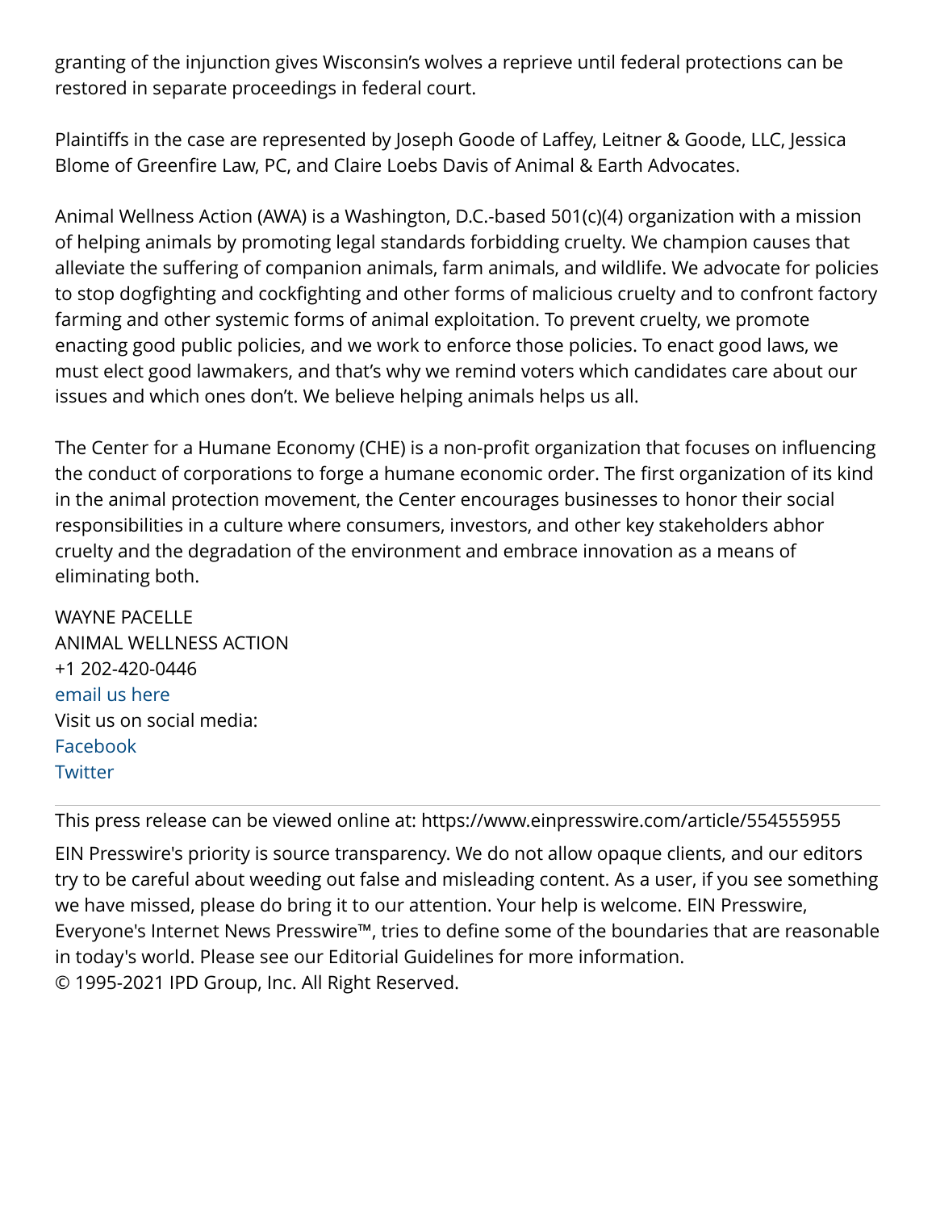granting of the injunction gives Wisconsin's wolves a reprieve until federal protections can be restored in separate proceedings in federal court.

Plaintiffs in the case are represented by Joseph Goode of Laffey, Leitner & Goode, LLC, Jessica Blome of Greenfire Law, PC, and Claire Loebs Davis of Animal & Earth Advocates.

Animal Wellness Action (AWA) is a Washington, D.C.-based 501(c)(4) organization with a mission of helping animals by promoting legal standards forbidding cruelty. We champion causes that alleviate the suffering of companion animals, farm animals, and wildlife. We advocate for policies to stop dogfighting and cockfighting and other forms of malicious cruelty and to confront factory farming and other systemic forms of animal exploitation. To prevent cruelty, we promote enacting good public policies, and we work to enforce those policies. To enact good laws, we must elect good lawmakers, and that's why we remind voters which candidates care about our issues and which ones don't. We believe helping animals helps us all.

The Center for a Humane Economy (CHE) is a non-profit organization that focuses on influencing the conduct of corporations to forge a humane economic order. The first organization of its kind in the animal protection movement, the Center encourages businesses to honor their social responsibilities in a culture where consumers, investors, and other key stakeholders abhor cruelty and the degradation of the environment and embrace innovation as a means of eliminating both.

WAYNE PACELLE
ANIMAL WELLNESS ACTION
+1 202-420-0446
email us here
Visit us on social media:
Facebook
Twitter

---

This press release can be viewed online at: https://www.einpresswire.com/article/554555955

EIN Presswire's priority is source transparency. We do not allow opaque clients, and our editors try to be careful about weeding out false and misleading content. As a user, if you see something we have missed, please do bring it to our attention. Your help is welcome. EIN Presswire, Everyone's Internet News Presswire™, tries to define some of the boundaries that are reasonable in today's world. Please see our Editorial Guidelines for more information.
© 1995-2021 IPD Group, Inc. All Right Reserved.